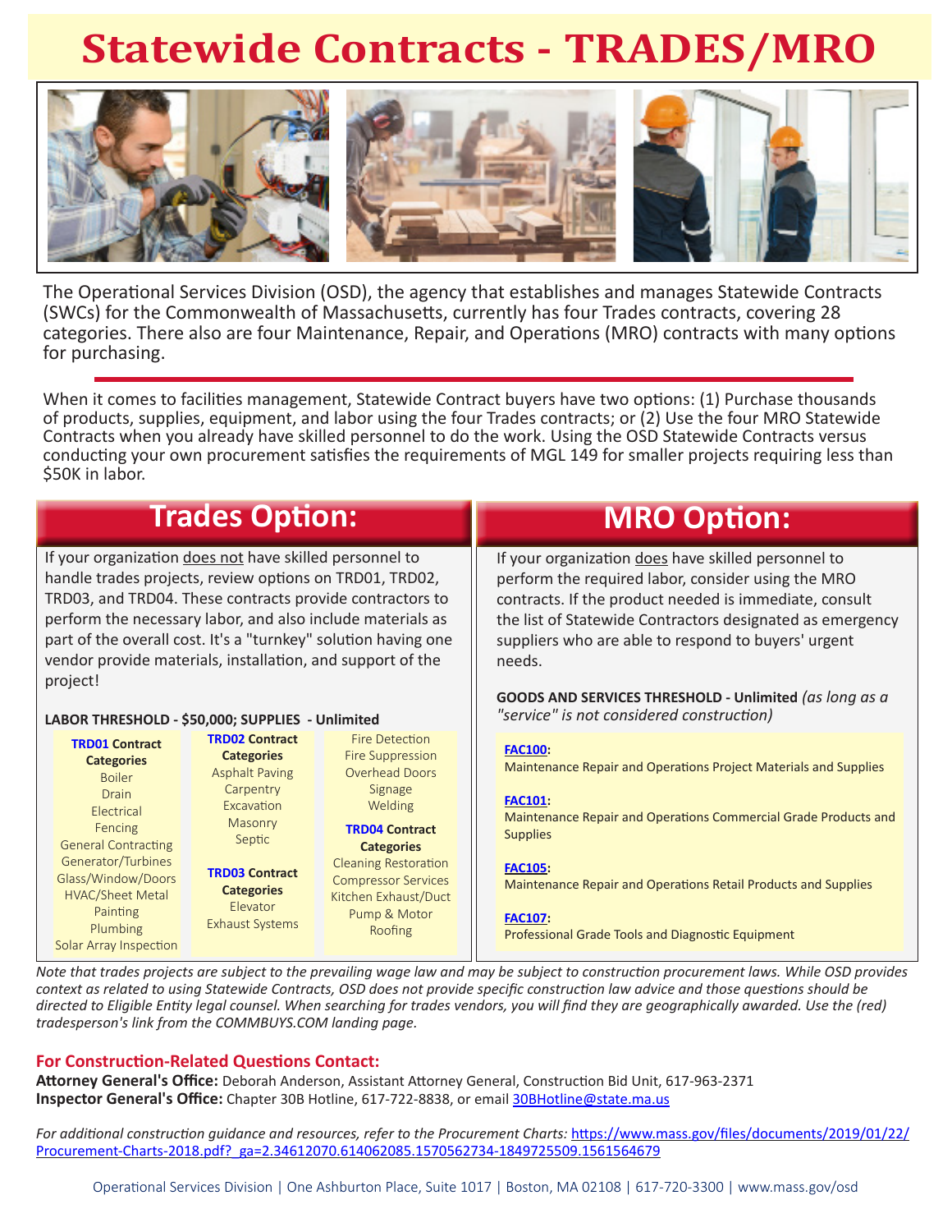# Statewide Contracts - TRADES/MRO

The Operational Services Division (OSD), the agency that establishes and manages Statewide Contracts (SWCs) for the Commonwealth of Massachusetts, currently has four Trades contracts, covering 28 categories. There also are four Maintenance, Repair, and Operations (MRO) contracts with many options for purchasing.

When it comes to facilities management, Statewide Contract buyers have two options: (1) Purchase thousands of products, supplies, equipment, and labor using the four Trades contracts; or (2) Use the four MRO Statewide Contracts when you already have skilled personnel to do the work. Using the OSD Statewide Contracts versus conducting your own procurement satisfies the requirements of MGL 149 for smaller projects requiring less than $50K in labor.

## Trades Option:

If your organization does not have skilled personnel to handle trades projects, review options on TRD01, TRD02, TRD03, and TRD04. These contracts provide contractors to perform the necessary labor, and also include materials as part of the overall cost. It's a "turnkey" solution having one vendor provide materials, installation, and support of the project!

**LABOR THRESHOLD - $50,000; SUPPLIES - Unlimited**

**TRD01 Contract Categories**
- Boiler
- Drain
- Electrical
- Fencing
- General Contracting
- Generator/Turbines
- Glass/Window/Doors
- HVAC/Sheet Metal
- Painting
- Plumbing
- Solar Array Inspection

**TRD02 Contract Categories**
- Asphalt Paving
- Carpentry
- Excavation
- Masonry
- Septic
- Fire Detection
- Fire Suppression
- Overhead Doors
- Signage
- Welding

**TRD03 Contract Categories**
- Elevator
- Exhaust Systems

**TRD04 Contract Categories**
- Cleaning Restoration
- Compressor Services
- Kitchen Exhaust/Duct
- Pump & Motor
- Roofing

## MRO Option:

If your organization does have skilled personnel to perform the required labor, consider using the MRO contracts. If the product needed is immediate, consult the list of Statewide Contractors designated as emergency suppliers who are able to respond to buyers' urgent needs.

**GOODS AND SERVICES THRESHOLD - Unlimited** *(as long as a "service" is not considered construction)*

**FAC100:**
Maintenance Repair and Operations Project Materials and Supplies

**FAC101:**
Maintenance Repair and Operations Commercial Grade Products and Supplies

**FAC105:**
Maintenance Repair and Operations Retail Products and Supplies

**FAC107:**
Professional Grade Tools and Diagnostic Equipment

*Note that trades projects are subject to the prevailing wage law and may be subject to construction procurement laws. While OSD provides context as related to using Statewide Contracts, OSD does not provide specific construction law advice and those questions should be directed to Eligible Entity legal counsel. When searching for trades vendors, you will find they are geographically awarded. Use the (red) tradesperson's link from the COMMBUYS.COM landing page.*

### For Construction-Related Questions Contact:

**Attorney General's Office:** Deborah Anderson, Assistant Attorney General, Construction Bid Unit, 617-963-2371
**Inspector General's Office:** Chapter 30B Hotline, 617-722-8838, or email 30BHotline@state.ma.us

*For additional construction guidance and resources, refer to the Procurement Charts:* https://www.mass.gov/files/documents/2019/01/22/Procurement-Charts-2018.pdf?_ga=2.34612070.614062085.1570562734-1849725509.1561564679

Operational Services Division | One Ashburton Place, Suite 1017 | Boston, MA 02108 | 617-720-3300 | www.mass.gov/osd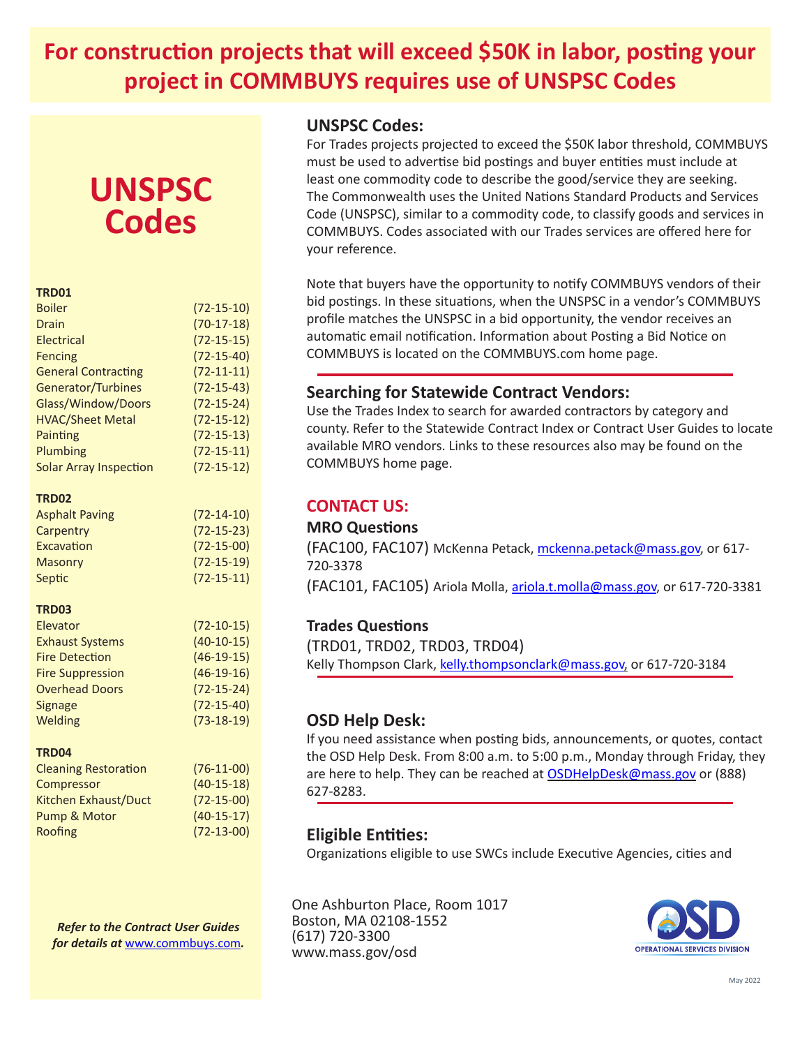# For construction projects that will exceed $50K in labor, posting your project in COMMBUYS requires use of UNSPSC Codes

## UNSPSC Codes

**TRD01**

| | |
|---|---|
| Boiler | (72-15-10) |
| Drain | (70-17-18) |
| Electrical | (72-15-15) |
| Fencing | (72-15-40) |
| General Contracting | (72-11-11) |
| Generator/Turbines | (72-15-43) |
| Glass/Window/Doors | (72-15-24) |
| HVAC/Sheet Metal | (72-15-12) |
| Painting | (72-15-13) |
| Plumbing | (72-15-11) |
| Solar Array Inspection | (72-15-12) |

**TRD02**

| | |
|---|---|
| Asphalt Paving | (72-14-10) |
| Carpentry | (72-15-23) |
| Excavation | (72-15-00) |
| Masonry | (72-15-19) |
| Septic | (72-15-11) |

**TRD03**

| | |
|---|---|
| Elevator | (72-10-15) |
| Exhaust Systems | (40-10-15) |
| Fire Detection | (46-19-15) |
| Fire Suppression | (46-19-16) |
| Overhead Doors | (72-15-24) |
| Signage | (72-15-40) |
| Welding | (73-18-19) |

**TRD04**

| | |
|---|---|
| Cleaning Restoration | (76-11-00) |
| Compressor | (40-15-18) |
| Kitchen Exhaust/Duct | (72-15-00) |
| Pump & Motor | (40-15-17) |
| Roofing | (72-13-00) |

***Refer to the Contract User Guides for details at*** www.commbuys.com.

### UNSPSC Codes:

For Trades projects projected to exceed the $50K labor threshold, COMMBUYS must be used to advertise bid postings and buyer entities must include at least one commodity code to describe the good/service they are seeking. The Commonwealth uses the United Nations Standard Products and Services Code (UNSPSC), similar to a commodity code, to classify goods and services in COMMBUYS. Codes associated with our Trades services are offered here for your reference.

Note that buyers have the opportunity to notify COMMBUYS vendors of their bid postings. In these situations, when the UNSPSC in a vendor's COMMBUYS profile matches the UNSPSC in a bid opportunity, the vendor receives an automatic email notification. Information about Posting a Bid Notice on COMMBUYS is located on the COMMBUYS.com home page.

### Searching for Statewide Contract Vendors:

Use the Trades Index to search for awarded contractors by category and county. Refer to the Statewide Contract Index or Contract User Guides to locate available MRO vendors. Links to these resources also may be found on the COMMBUYS home page.

### CONTACT US:

**MRO Questions**

(FAC100, FAC107) McKenna Petack, mckenna.petack@mass.gov, or 617-720-3378

(FAC101, FAC105) Ariola Molla, ariola.t.molla@mass.gov, or 617-720-3381

**Trades Questions**

(TRD01, TRD02, TRD03, TRD04)
Kelly Thompson Clark, kelly.thompsonclark@mass.gov, or 617-720-3184

### OSD Help Desk:

If you need assistance when posting bids, announcements, or quotes, contact the OSD Help Desk. From 8:00 a.m. to 5:00 p.m., Monday through Friday, they are here to help. They can be reached at OSDHelpDesk@mass.gov or (888) 627-8283.

### Eligible Entities:

Organizations eligible to use SWCs include Executive Agencies, cities and

One Ashburton Place, Room 1017
Boston, MA 02108-1552
(617) 720-3300
www.mass.gov/osd

OSD OPERATIONAL SERVICES DIVISION

May 2022